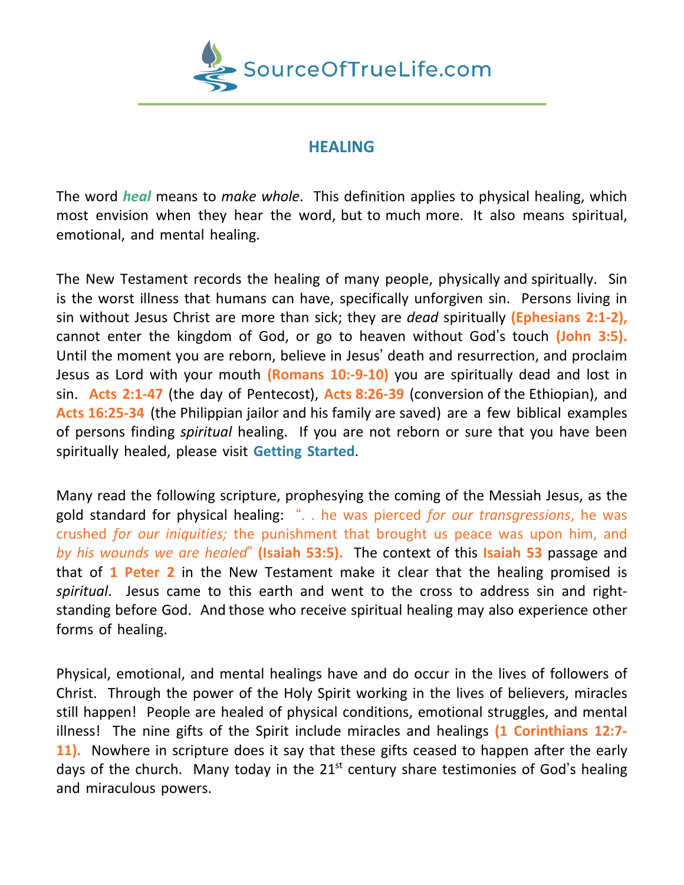SourceOfTrueLife.com

# HEALING

The word ***heal*** means to *make whole*. This definition applies to physical healing, which most envision when they hear the word, but to much more. It also means spiritual, emotional, and mental healing.

The New Testament records the healing of many people, physically and spiritually. Sin is the worst illness that humans can have, specifically unforgiven sin. Persons living in sin without Jesus Christ are more than sick; they are *dead* spiritually **(Ephesians 2:1-2),** cannot enter the kingdom of God, or go to heaven without God's touch **(John 3:5).** Until the moment you are reborn, believe in Jesus' death and resurrection, and proclaim Jesus as Lord with your mouth **(Romans 10:-9-10)** you are spiritually dead and lost in sin. **Acts 2:1-47** (the day of Pentecost), **Acts 8:26-39** (conversion of the Ethiopian), and **Acts 16:25-34** (the Philippian jailor and his family are saved) are a few biblical examples of persons finding *spiritual* healing. If you are not reborn or sure that you have been spiritually healed, please visit **Getting Started**.

Many read the following scripture, prophesying the coming of the Messiah Jesus, as the gold standard for physical healing: ". . he was pierced *for our transgressions*, he was crushed *for our iniquities;* the punishment that brought us peace was upon him, and *by his wounds we are healed*" **(Isaiah 53:5).** The context of this **Isaiah 53** passage and that of **1 Peter 2** in the New Testament make it clear that the healing promised is *spiritual*. Jesus came to this earth and went to the cross to address sin and right-standing before God. And those who receive spiritual healing may also experience other forms of healing.

Physical, emotional, and mental healings have and do occur in the lives of followers of Christ. Through the power of the Holy Spirit working in the lives of believers, miracles still happen! People are healed of physical conditions, emotional struggles, and mental illness! The nine gifts of the Spirit include miracles and healings **(1 Corinthians 12:7-11).** Nowhere in scripture does it say that these gifts ceased to happen after the early days of the church. Many today in the 21st century share testimonies of God's healing and miraculous powers.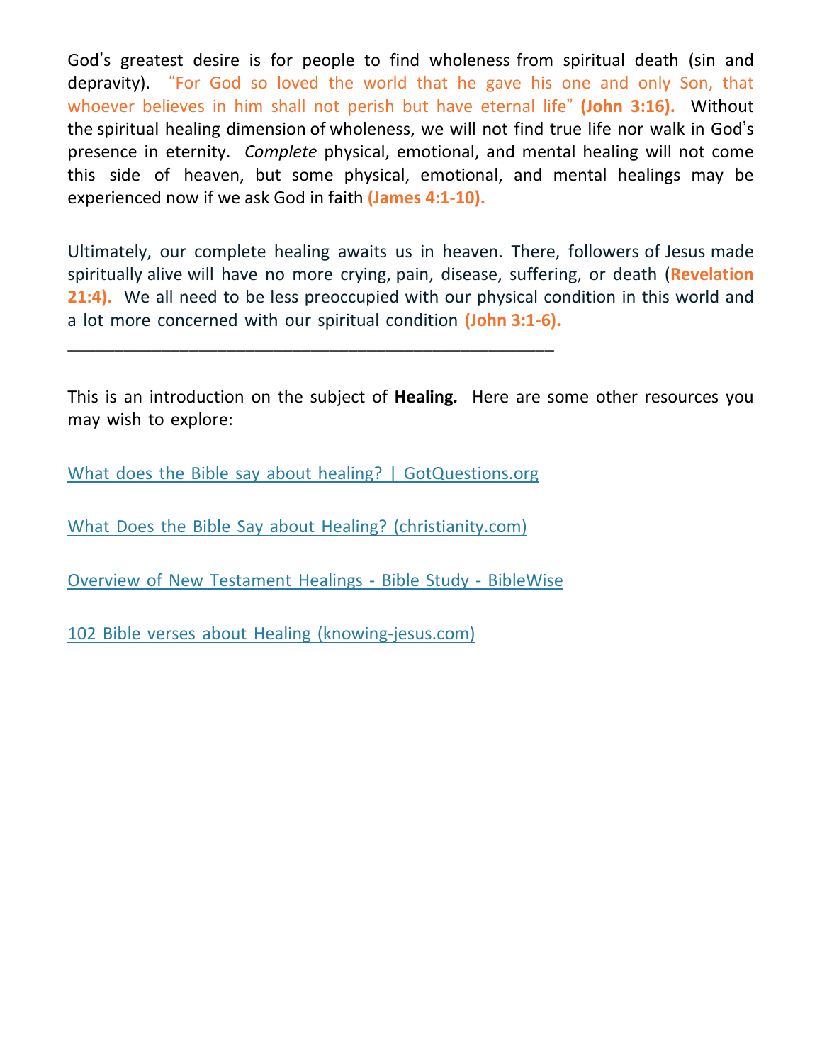God's greatest desire is for people to find wholeness from spiritual death (sin and depravity). "For God so loved the world that he gave his one and only Son, that whoever believes in him shall not perish but have eternal life" **(John 3:16).** Without the spiritual healing dimension of wholeness, we will not find true life nor walk in God's presence in eternity. *Complete* physical, emotional, and mental healing will not come this side of heaven, but some physical, emotional, and mental healings may be experienced now if we ask God in faith **(James 4:1-10).**

Ultimately, our complete healing awaits us in heaven. There, followers of Jesus made spiritually alive will have no more crying, pain, disease, suffering, or death (**Revelation 21:4).** We all need to be less preoccupied with our physical condition in this world and a lot more concerned with our spiritual condition **(John 3:1-6).**

---

This is an introduction on the subject of **Healing.** Here are some other resources you may wish to explore:

What does the Bible say about healing? | GotQuestions.org

What Does the Bible Say about Healing? (christianity.com)

Overview of New Testament Healings - Bible Study - BibleWise

102 Bible verses about Healing (knowing-jesus.com)